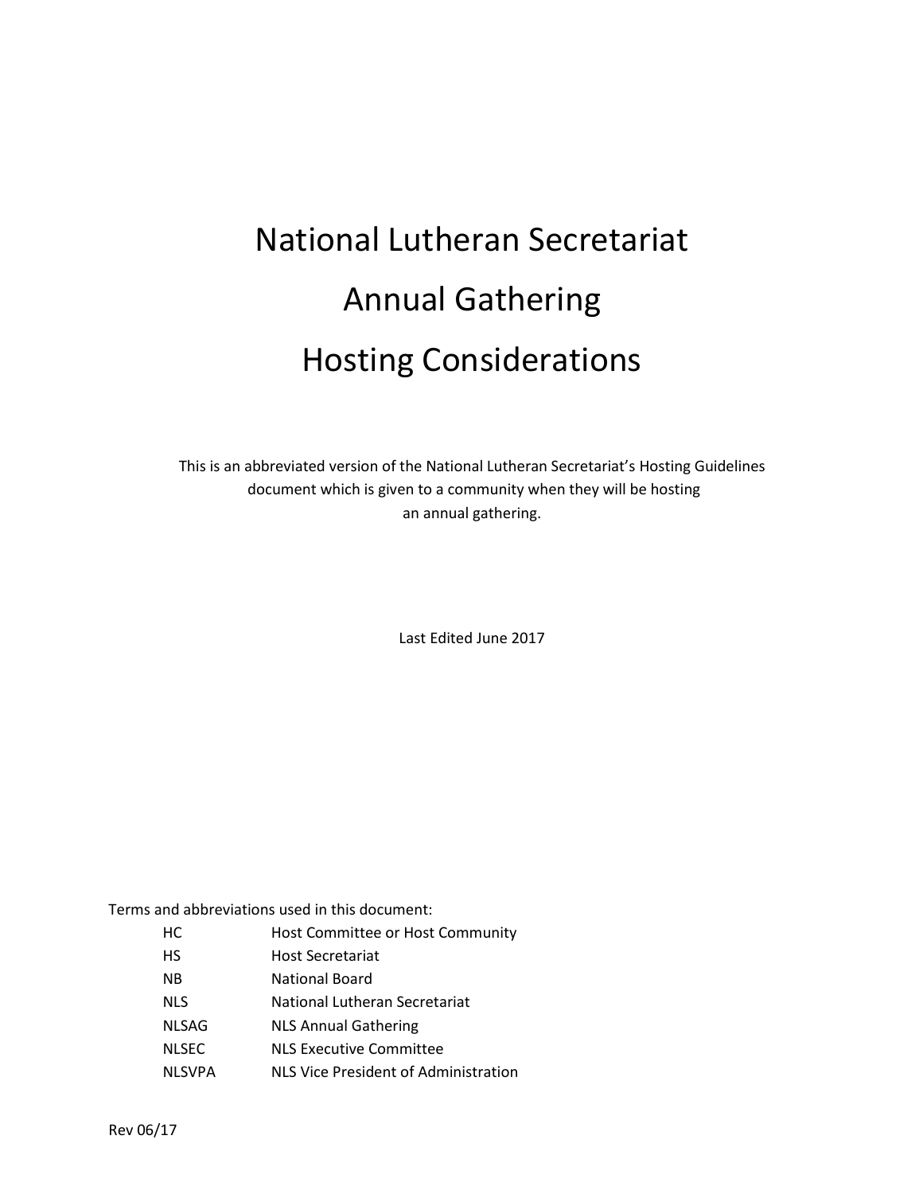# National Lutheran Secretariat
# Annual Gathering
# Hosting Considerations

This is an abbreviated version of the National Lutheran Secretariat's Hosting Guidelines document which is given to a community when they will be hosting an annual gathering.

Last Edited June 2017

Terms and abbreviations used in this document:

| | |
|---|---|
| HC | Host Committee or Host Community |
| HS | Host Secretariat |
| NB | National Board |
| NLS | National Lutheran Secretariat |
| NLSAG | NLS Annual Gathering |
| NLSEC | NLS Executive Committee |
| NLSVPA | NLS Vice President of Administration |

Rev 06/17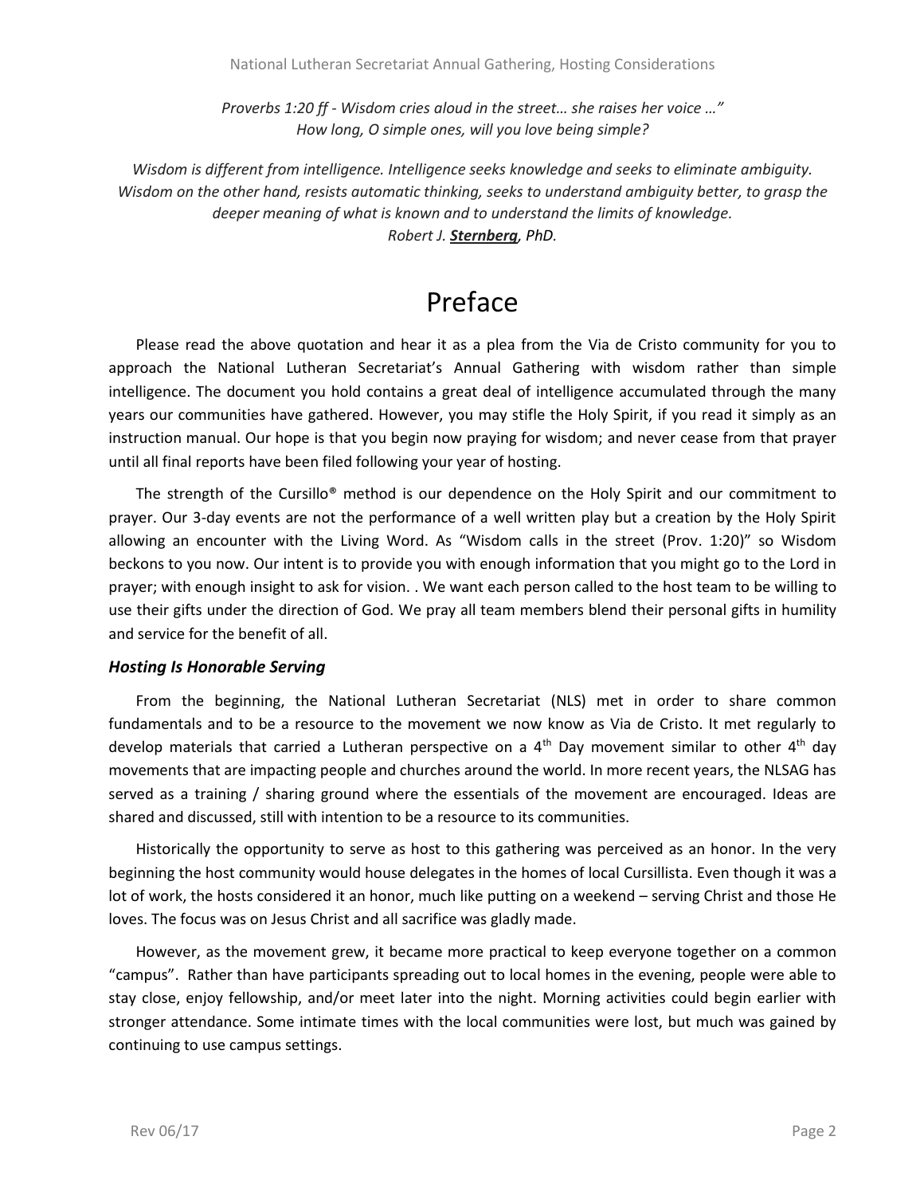*Proverbs 1:20 ff - Wisdom cries aloud in the street… she raises her voice …"*
*How long, O simple ones, will you love being simple?*

*Wisdom is different from intelligence. Intelligence seeks knowledge and seeks to eliminate ambiguity. Wisdom on the other hand, resists automatic thinking, seeks to understand ambiguity better, to grasp the deeper meaning of what is known and to understand the limits of knowledge.*
*Robert J. **Sternberg**, PhD.*

# Preface

Please read the above quotation and hear it as a plea from the Via de Cristo community for you to approach the National Lutheran Secretariat's Annual Gathering with wisdom rather than simple intelligence. The document you hold contains a great deal of intelligence accumulated through the many years our communities have gathered. However, you may stifle the Holy Spirit, if you read it simply as an instruction manual. Our hope is that you begin now praying for wisdom; and never cease from that prayer until all final reports have been filed following your year of hosting.

The strength of the Cursillo® method is our dependence on the Holy Spirit and our commitment to prayer. Our 3-day events are not the performance of a well written play but a creation by the Holy Spirit allowing an encounter with the Living Word. As "Wisdom calls in the street (Prov. 1:20)" so Wisdom beckons to you now. Our intent is to provide you with enough information that you might go to the Lord in prayer; with enough insight to ask for vision. . We want each person called to the host team to be willing to use their gifts under the direction of God. We pray all team members blend their personal gifts in humility and service for the benefit of all.

### *Hosting Is Honorable Serving*

From the beginning, the National Lutheran Secretariat (NLS) met in order to share common fundamentals and to be a resource to the movement we now know as Via de Cristo. It met regularly to develop materials that carried a Lutheran perspective on a 4th Day movement similar to other 4th day movements that are impacting people and churches around the world. In more recent years, the NLSAG has served as a training / sharing ground where the essentials of the movement are encouraged. Ideas are shared and discussed, still with intention to be a resource to its communities.

Historically the opportunity to serve as host to this gathering was perceived as an honor. In the very beginning the host community would house delegates in the homes of local Cursillista. Even though it was a lot of work, the hosts considered it an honor, much like putting on a weekend – serving Christ and those He loves. The focus was on Jesus Christ and all sacrifice was gladly made.

However, as the movement grew, it became more practical to keep everyone together on a common "campus". Rather than have participants spreading out to local homes in the evening, people were able to stay close, enjoy fellowship, and/or meet later into the night. Morning activities could begin earlier with stronger attendance. Some intimate times with the local communities were lost, but much was gained by continuing to use campus settings.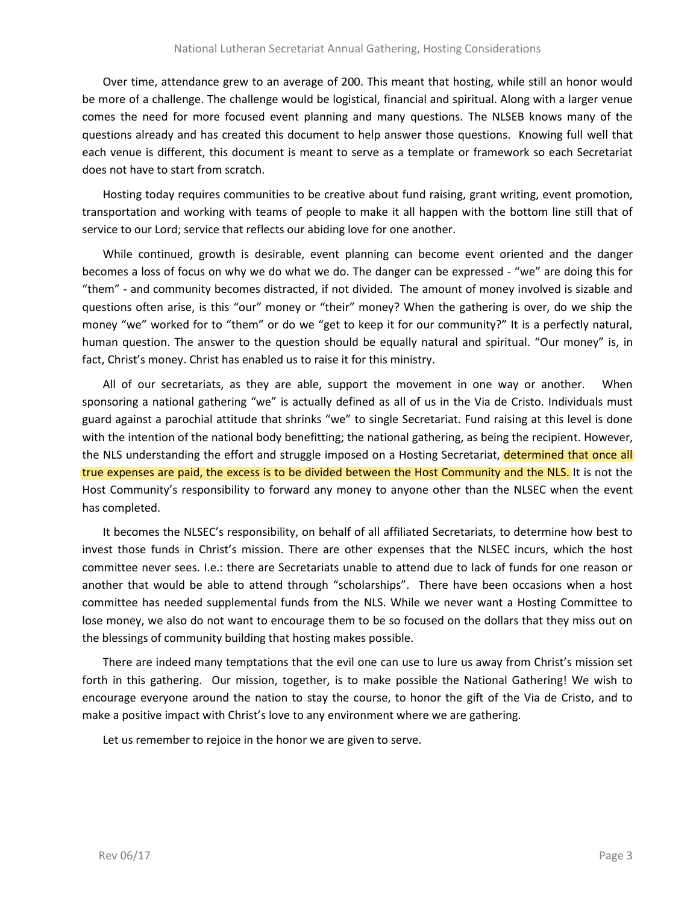Over time, attendance grew to an average of 200. This meant that hosting, while still an honor would be more of a challenge. The challenge would be logistical, financial and spiritual. Along with a larger venue comes the need for more focused event planning and many questions. The NLSEB knows many of the questions already and has created this document to help answer those questions. Knowing full well that each venue is different, this document is meant to serve as a template or framework so each Secretariat does not have to start from scratch.

Hosting today requires communities to be creative about fund raising, grant writing, event promotion, transportation and working with teams of people to make it all happen with the bottom line still that of service to our Lord; service that reflects our abiding love for one another.

While continued, growth is desirable, event planning can become event oriented and the danger becomes a loss of focus on why we do what we do. The danger can be expressed - "we" are doing this for "them" - and community becomes distracted, if not divided. The amount of money involved is sizable and questions often arise, is this "our" money or "their" money? When the gathering is over, do we ship the money "we" worked for to "them" or do we "get to keep it for our community?" It is a perfectly natural, human question. The answer to the question should be equally natural and spiritual. "Our money" is, in fact, Christ's money. Christ has enabled us to raise it for this ministry.

All of our secretariats, as they are able, support the movement in one way or another. When sponsoring a national gathering "we" is actually defined as all of us in the Via de Cristo. Individuals must guard against a parochial attitude that shrinks "we" to single Secretariat. Fund raising at this level is done with the intention of the national body benefitting; the national gathering, as being the recipient. However, the NLS understanding the effort and struggle imposed on a Hosting Secretariat, determined that once all true expenses are paid, the excess is to be divided between the Host Community and the NLS. It is not the Host Community's responsibility to forward any money to anyone other than the NLSEC when the event has completed.

It becomes the NLSEC's responsibility, on behalf of all affiliated Secretariats, to determine how best to invest those funds in Christ's mission. There are other expenses that the NLSEC incurs, which the host committee never sees. I.e.: there are Secretariats unable to attend due to lack of funds for one reason or another that would be able to attend through "scholarships". There have been occasions when a host committee has needed supplemental funds from the NLS. While we never want a Hosting Committee to lose money, we also do not want to encourage them to be so focused on the dollars that they miss out on the blessings of community building that hosting makes possible.

There are indeed many temptations that the evil one can use to lure us away from Christ's mission set forth in this gathering. Our mission, together, is to make possible the National Gathering! We wish to encourage everyone around the nation to stay the course, to honor the gift of the Via de Cristo, and to make a positive impact with Christ's love to any environment where we are gathering.

Let us remember to rejoice in the honor we are given to serve.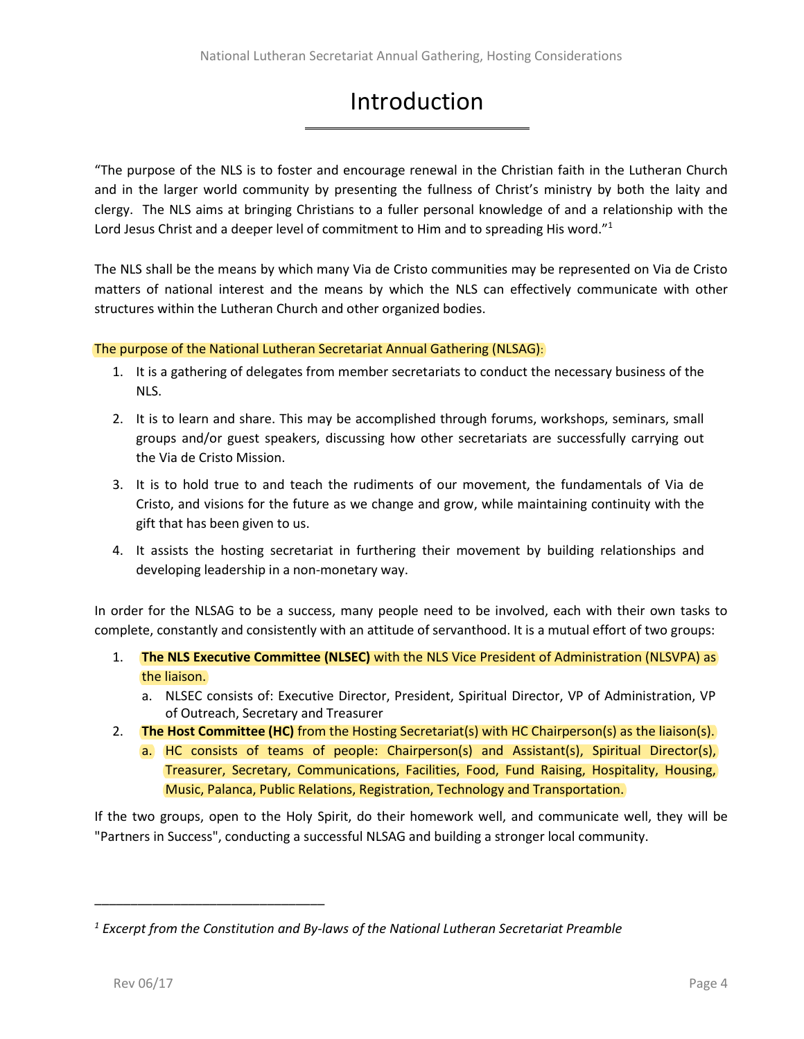# Introduction

"The purpose of the NLS is to foster and encourage renewal in the Christian faith in the Lutheran Church and in the larger world community by presenting the fullness of Christ's ministry by both the laity and clergy. The NLS aims at bringing Christians to a fuller personal knowledge of and a relationship with the Lord Jesus Christ and a deeper level of commitment to Him and to spreading His word."[1]

The NLS shall be the means by which many Via de Cristo communities may be represented on Via de Cristo matters of national interest and the means by which the NLS can effectively communicate with other structures within the Lutheran Church and other organized bodies.

The purpose of the National Lutheran Secretariat Annual Gathering (NLSAG):

1. It is a gathering of delegates from member secretariats to conduct the necessary business of the NLS.
2. It is to learn and share. This may be accomplished through forums, workshops, seminars, small groups and/or guest speakers, discussing how other secretariats are successfully carrying out the Via de Cristo Mission.
3. It is to hold true to and teach the rudiments of our movement, the fundamentals of Via de Cristo, and visions for the future as we change and grow, while maintaining continuity with the gift that has been given to us.
4. It assists the hosting secretariat in furthering their movement by building relationships and developing leadership in a non-monetary way.

In order for the NLSAG to be a success, many people need to be involved, each with their own tasks to complete, constantly and consistently with an attitude of servanthood. It is a mutual effort of two groups:

1. **The NLS Executive Committee (NLSEC)** with the NLS Vice President of Administration (NLSVPA) as the liaison.
   a. NLSEC consists of: Executive Director, President, Spiritual Director, VP of Administration, VP of Outreach, Secretary and Treasurer
2. **The Host Committee (HC)** from the Hosting Secretariat(s) with HC Chairperson(s) as the liaison(s).
   a. HC consists of teams of people: Chairperson(s) and Assistant(s), Spiritual Director(s), Treasurer, Secretary, Communications, Facilities, Food, Fund Raising, Hospitality, Housing, Music, Palanca, Public Relations, Registration, Technology and Transportation.

If the two groups, open to the Holy Spirit, do their homework well, and communicate well, they will be "Partners in Success", conducting a successful NLSAG and building a stronger local community.

---

[1] *Excerpt from the Constitution and By-laws of the National Lutheran Secretariat Preamble*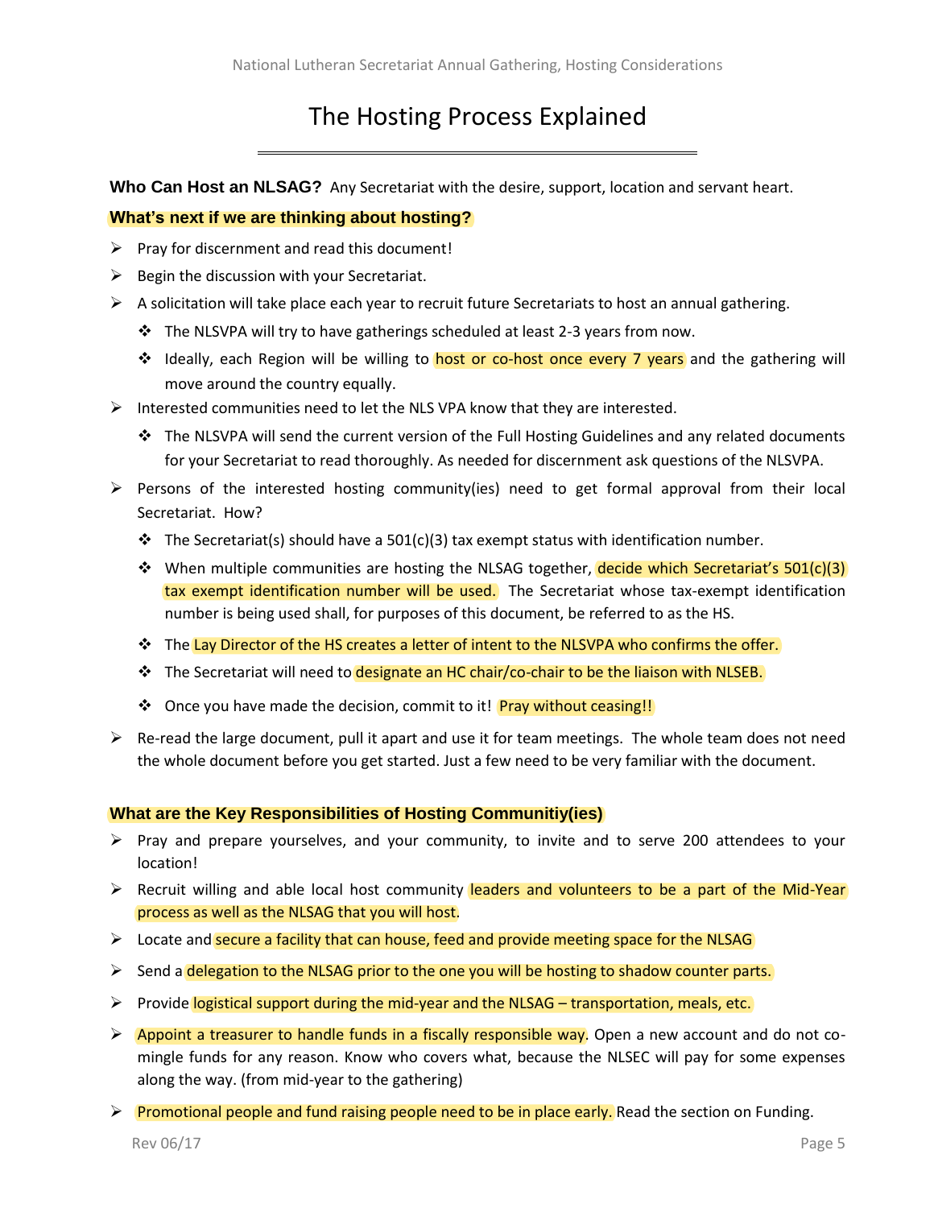# The Hosting Process Explained

**Who Can Host an NLSAG?** Any Secretariat with the desire, support, location and servant heart.

**What's next if we are thinking about hosting?**

- Pray for discernment and read this document!
- Begin the discussion with your Secretariat.
- A solicitation will take place each year to recruit future Secretariats to host an annual gathering.
  - The NLSVPA will try to have gatherings scheduled at least 2-3 years from now.
  - Ideally, each Region will be willing to host or co-host once every 7 years and the gathering will move around the country equally.
- Interested communities need to let the NLS VPA know that they are interested.
  - The NLSVPA will send the current version of the Full Hosting Guidelines and any related documents for your Secretariat to read thoroughly. As needed for discernment ask questions of the NLSVPA.
- Persons of the interested hosting community(ies) need to get formal approval from their local Secretariat. How?
  - The Secretariat(s) should have a 501(c)(3) tax exempt status with identification number.
  - When multiple communities are hosting the NLSAG together, decide which Secretariat's 501(c)(3) tax exempt identification number will be used. The Secretariat whose tax-exempt identification number is being used shall, for purposes of this document, be referred to as the HS.
  - The Lay Director of the HS creates a letter of intent to the NLSVPA who confirms the offer.
  - The Secretariat will need to designate an HC chair/co-chair to be the liaison with NLSEB.
  - Once you have made the decision, commit to it! Pray without ceasing!!
- Re-read the large document, pull it apart and use it for team meetings. The whole team does not need the whole document before you get started. Just a few need to be very familiar with the document.

**What are the Key Responsibilities of Hosting Communitiy(ies)**

- Pray and prepare yourselves, and your community, to invite and to serve 200 attendees to your location!
- Recruit willing and able local host community leaders and volunteers to be a part of the Mid-Year process as well as the NLSAG that you will host.
- Locate and secure a facility that can house, feed and provide meeting space for the NLSAG
- Send a delegation to the NLSAG prior to the one you will be hosting to shadow counter parts.
- Provide logistical support during the mid-year and the NLSAG – transportation, meals, etc.
- Appoint a treasurer to handle funds in a fiscally responsible way. Open a new account and do not co-mingle funds for any reason. Know who covers what, because the NLSEC will pay for some expenses along the way. (from mid-year to the gathering)
- Promotional people and fund raising people need to be in place early. Read the section on Funding.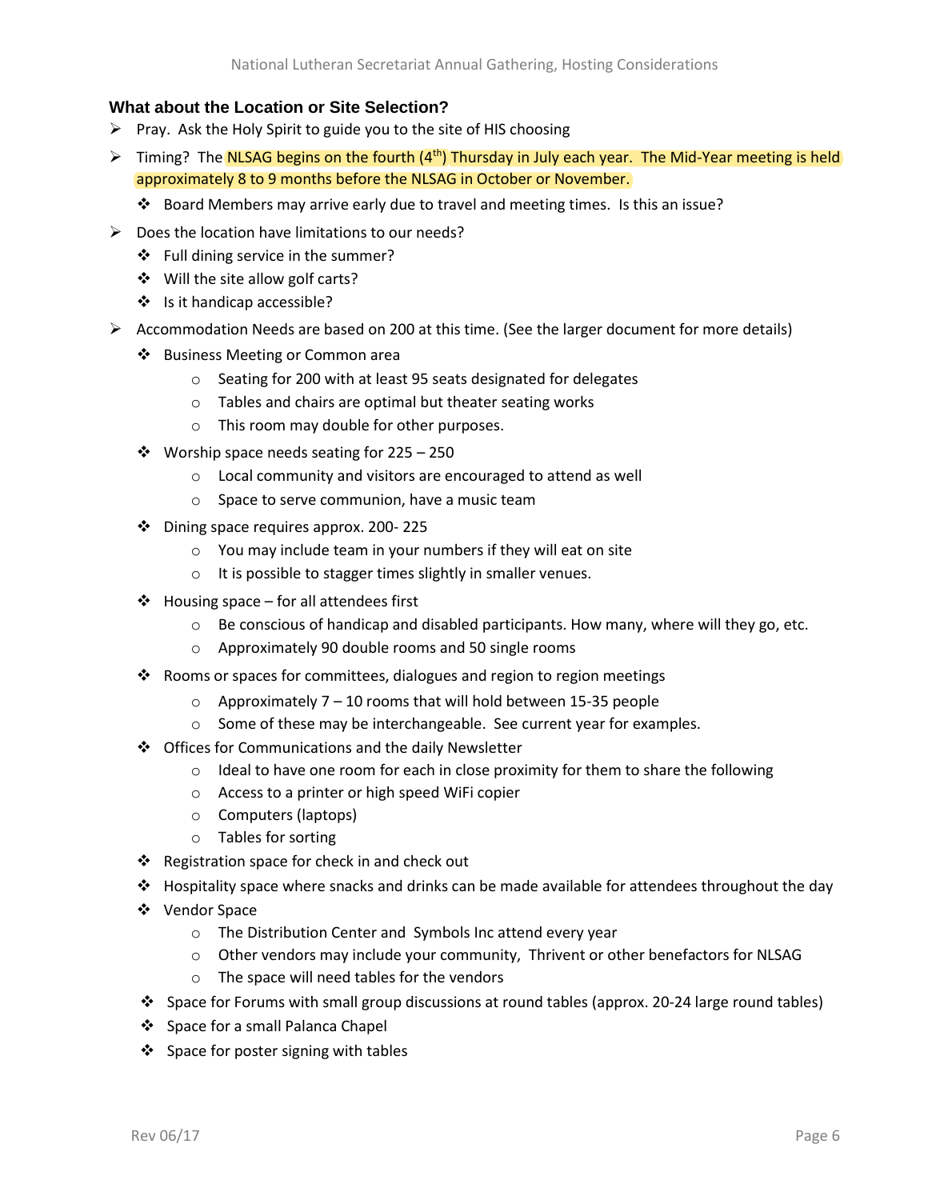### What about the Location or Site Selection?

- Pray. Ask the Holy Spirit to guide you to the site of HIS choosing
- Timing? The NLSAG begins on the fourth (4th) Thursday in July each year. The Mid-Year meeting is held approximately 8 to 9 months before the NLSAG in October or November.
  - Board Members may arrive early due to travel and meeting times. Is this an issue?
- Does the location have limitations to our needs?
  - Full dining service in the summer?
  - Will the site allow golf carts?
  - Is it handicap accessible?
- Accommodation Needs are based on 200 at this time. (See the larger document for more details)
  - Business Meeting or Common area
    - Seating for 200 with at least 95 seats designated for delegates
    - Tables and chairs are optimal but theater seating works
    - This room may double for other purposes.
  - Worship space needs seating for 225 – 250
    - Local community and visitors are encouraged to attend as well
    - Space to serve communion, have a music team
  - Dining space requires approx. 200- 225
    - You may include team in your numbers if they will eat on site
    - It is possible to stagger times slightly in smaller venues.
  - Housing space – for all attendees first
    - Be conscious of handicap and disabled participants. How many, where will they go, etc.
    - Approximately 90 double rooms and 50 single rooms
  - Rooms or spaces for committees, dialogues and region to region meetings
    - Approximately 7 – 10 rooms that will hold between 15-35 people
    - Some of these may be interchangeable. See current year for examples.
  - Offices for Communications and the daily Newsletter
    - Ideal to have one room for each in close proximity for them to share the following
    - Access to a printer or high speed WiFi copier
    - Computers (laptops)
    - Tables for sorting
  - Registration space for check in and check out
  - Hospitality space where snacks and drinks can be made available for attendees throughout the day
  - Vendor Space
    - The Distribution Center and Symbols Inc attend every year
    - Other vendors may include your community, Thrivent or other benefactors for NLSAG
    - The space will need tables for the vendors
  - Space for Forums with small group discussions at round tables (approx. 20-24 large round tables)
  - Space for a small Palanca Chapel
  - Space for poster signing with tables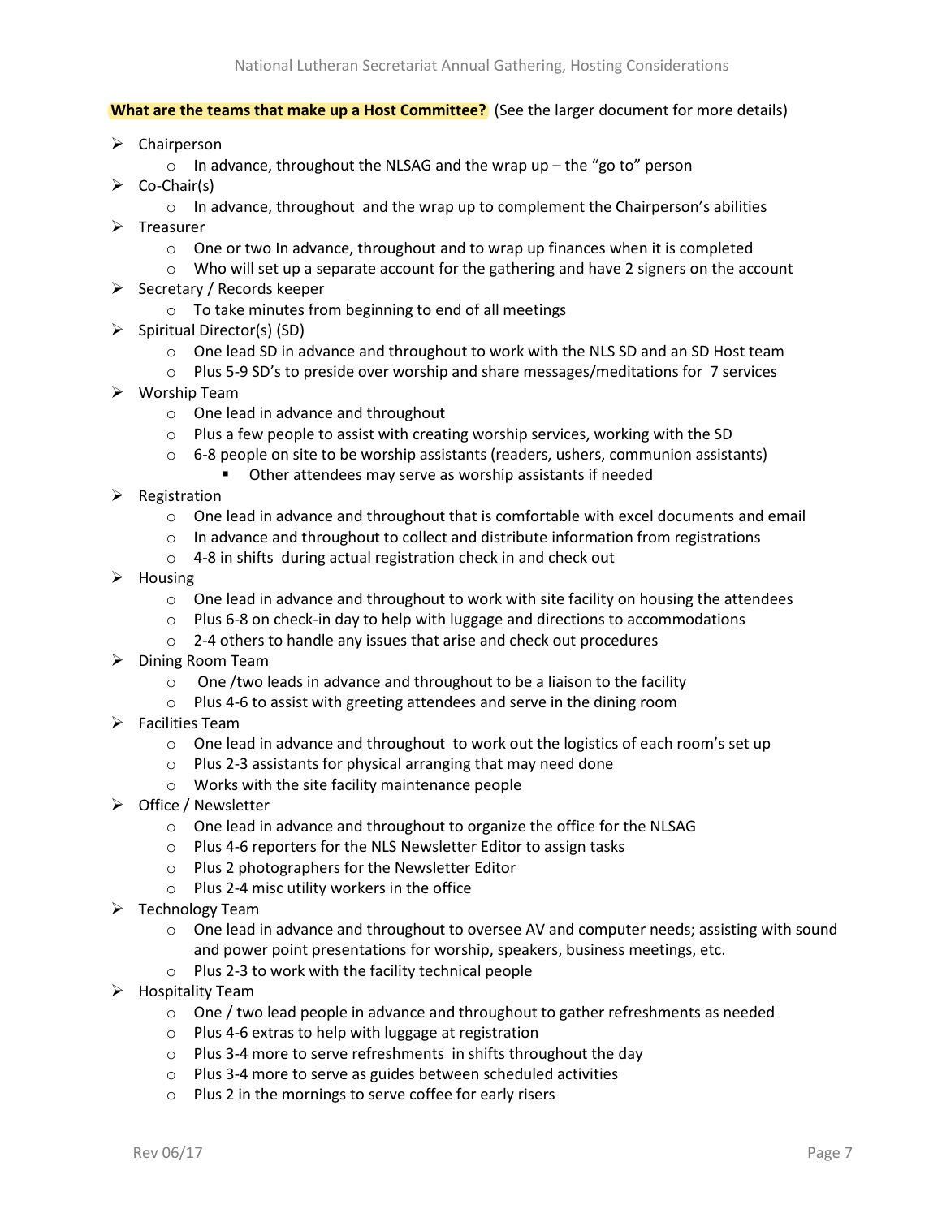**What are the teams that make up a Host Committee?** (See the larger document for more details)

- Chairperson
  - In advance, throughout the NLSAG and the wrap up – the "go to" person
- Co-Chair(s)
  - In advance, throughout and the wrap up to complement the Chairperson's abilities
- Treasurer
  - One or two In advance, throughout and to wrap up finances when it is completed
  - Who will set up a separate account for the gathering and have 2 signers on the account
- Secretary / Records keeper
  - To take minutes from beginning to end of all meetings
- Spiritual Director(s) (SD)
  - One lead SD in advance and throughout to work with the NLS SD and an SD Host team
  - Plus 5-9 SD's to preside over worship and share messages/meditations for 7 services
- Worship Team
  - One lead in advance and throughout
  - Plus a few people to assist with creating worship services, working with the SD
  - 6-8 people on site to be worship assistants (readers, ushers, communion assistants)
    - Other attendees may serve as worship assistants if needed
- Registration
  - One lead in advance and throughout that is comfortable with excel documents and email
  - In advance and throughout to collect and distribute information from registrations
  - 4-8 in shifts during actual registration check in and check out
- Housing
  - One lead in advance and throughout to work with site facility on housing the attendees
  - Plus 6-8 on check-in day to help with luggage and directions to accommodations
  - 2-4 others to handle any issues that arise and check out procedures
- Dining Room Team
  - One /two leads in advance and throughout to be a liaison to the facility
  - Plus 4-6 to assist with greeting attendees and serve in the dining room
- Facilities Team
  - One lead in advance and throughout to work out the logistics of each room's set up
  - Plus 2-3 assistants for physical arranging that may need done
  - Works with the site facility maintenance people
- Office / Newsletter
  - One lead in advance and throughout to organize the office for the NLSAG
  - Plus 4-6 reporters for the NLS Newsletter Editor to assign tasks
  - Plus 2 photographers for the Newsletter Editor
  - Plus 2-4 misc utility workers in the office
- Technology Team
  - One lead in advance and throughout to oversee AV and computer needs; assisting with sound and power point presentations for worship, speakers, business meetings, etc.
  - Plus 2-3 to work with the facility technical people
- Hospitality Team
  - One / two lead people in advance and throughout to gather refreshments as needed
  - Plus 4-6 extras to help with luggage at registration
  - Plus 3-4 more to serve refreshments in shifts throughout the day
  - Plus 3-4 more to serve as guides between scheduled activities
  - Plus 2 in the mornings to serve coffee for early risers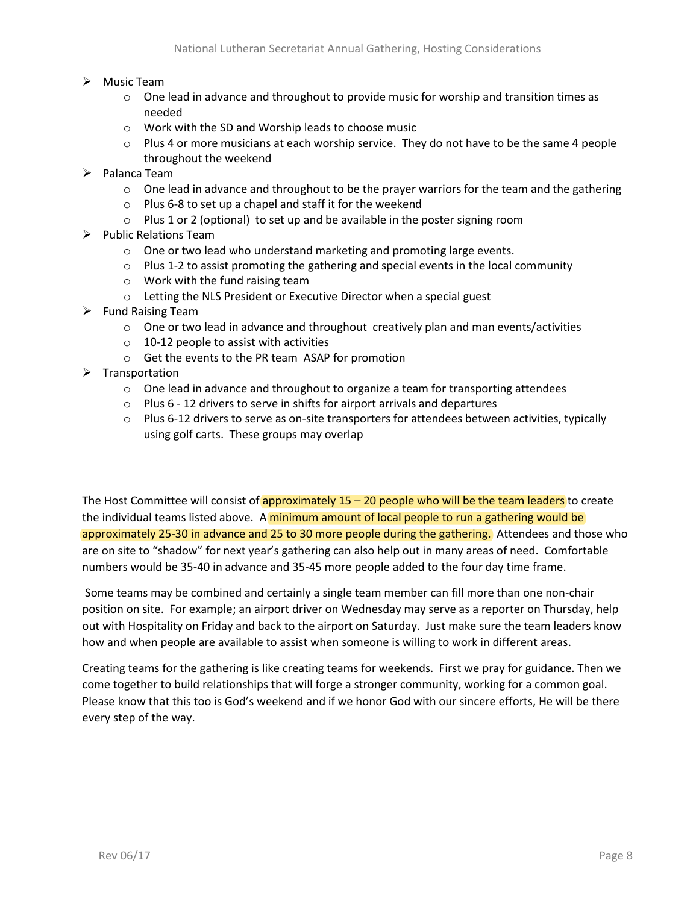- Music Team
  - One lead in advance and throughout to provide music for worship and transition times as needed
  - Work with the SD and Worship leads to choose music
  - Plus 4 or more musicians at each worship service. They do not have to be the same 4 people throughout the weekend
- Palanca Team
  - One lead in advance and throughout to be the prayer warriors for the team and the gathering
  - Plus 6-8 to set up a chapel and staff it for the weekend
  - Plus 1 or 2 (optional) to set up and be available in the poster signing room
- Public Relations Team
  - One or two lead who understand marketing and promoting large events.
  - Plus 1-2 to assist promoting the gathering and special events in the local community
  - Work with the fund raising team
  - Letting the NLS President or Executive Director when a special guest
- Fund Raising Team
  - One or two lead in advance and throughout creatively plan and man events/activities
  - 10-12 people to assist with activities
  - Get the events to the PR team ASAP for promotion
- Transportation
  - One lead in advance and throughout to organize a team for transporting attendees
  - Plus 6 - 12 drivers to serve in shifts for airport arrivals and departures
  - Plus 6-12 drivers to serve as on-site transporters for attendees between activities, typically using golf carts. These groups may overlap

The Host Committee will consist of approximately 15 – 20 people who will be the team leaders to create the individual teams listed above. A minimum amount of local people to run a gathering would be approximately 25-30 in advance and 25 to 30 more people during the gathering. Attendees and those who are on site to "shadow" for next year's gathering can also help out in many areas of need. Comfortable numbers would be 35-40 in advance and 35-45 more people added to the four day time frame.

Some teams may be combined and certainly a single team member can fill more than one non-chair position on site. For example; an airport driver on Wednesday may serve as a reporter on Thursday, help out with Hospitality on Friday and back to the airport on Saturday. Just make sure the team leaders know how and when people are available to assist when someone is willing to work in different areas.

Creating teams for the gathering is like creating teams for weekends. First we pray for guidance. Then we come together to build relationships that will forge a stronger community, working for a common goal. Please know that this too is God's weekend and if we honor God with our sincere efforts, He will be there every step of the way.